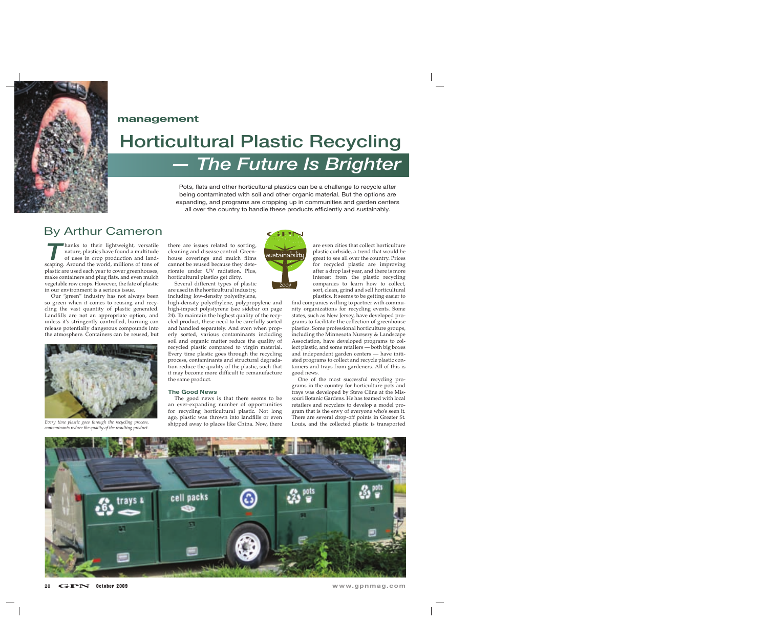management

# Horticultural Plastic Recycling — *The Future Is Brighter*

Pots, flats and other horticultural plastics can be a challenge to recycle after being contaminated with soil and other organic material. But the options are expanding, and programs are cropping up in communities and garden centers all over the country to handle these products efficiently and sustainably.

## By Arthur Cameron

Thanks to their lightweight, versatile nature, plastics have found a multitude of uses in crop production and landscaping. Around the world, millions of tons of plastic are used each year to cover greenhouses, make containers and plug flats, and even mulch vegetable row crops. However, the fate of plastic in our environment is a serious issue.

Our "green" industry has not always been so green when it comes to reusing and recycling the vast quantity of plastic generated. Landfills are not an appropriate option, and unless it's stringently controlled, burning can release potentially dangerous compounds into the atmosphere. Containers can be reused, but there are issues related to sorting, cleaning and disease control. Greenhouse coverings and mulch films cannot be reused because they deteriorate under UV radiation. Plus, horticultural plastics get dirty.

*Every time plastic goes through the recycling process, contaminants reduce the quality of the resulting product.*

Several different types of plastic are used in the horticultural industry, including low-density polyethylene, high-density polyethylene, polypropylene and high-impact polystyrene (see sidebar on page 24). To maintain the highest quality of the recycled product, these need to be carefully sorted and handled separately. And even when properly sorted, various contaminants including soil and organic matter reduce the quality of recycled plastic compared to virgin material. Every time plastic goes through the recycling process, contaminants and structural degradation reduce the quality of the plastic, such that it may become more difficult to remanufacture the same product.

### The Good News

The good news is that there seems to be an ever-expanding number of opportunities for recycling horticultural plastic. Not long ago, plastic was thrown into landfills or even shipped away to places like China. Now, there are even cities that collect horticulture plastic curbside, a trend that would be great to see all over the country. Prices for recycled plastic are improving after a drop last year, and there is more interest from the plastic recycling companies to learn how to collect, sort, clean, grind and sell horticultural plastics. It seems to be getting easier to find companies willing to partner with community organizations for recycling events. Some states, such as New Jersey, have developed programs to facilitate the collection of greenhouse plastics. Some professional horticulture groups, including the Minnesota Nursery & Landscape Association, have developed programs to collect plastic, and some retailers — both big boxes and independent garden centers — have initiated programs to collect and recycle plastic containers and trays from gardeners. All of this is good news.

One of the most successful recycling programs in the country for horticulture pots and trays was developed by Steve Cline at the Missouri Botanic Gardens. He has teamed with local retailers and recyclers to develop a model program that is the envy of everyone who's seen it. There are several drop-off points in Greater St. Louis, and the collected plastic is transported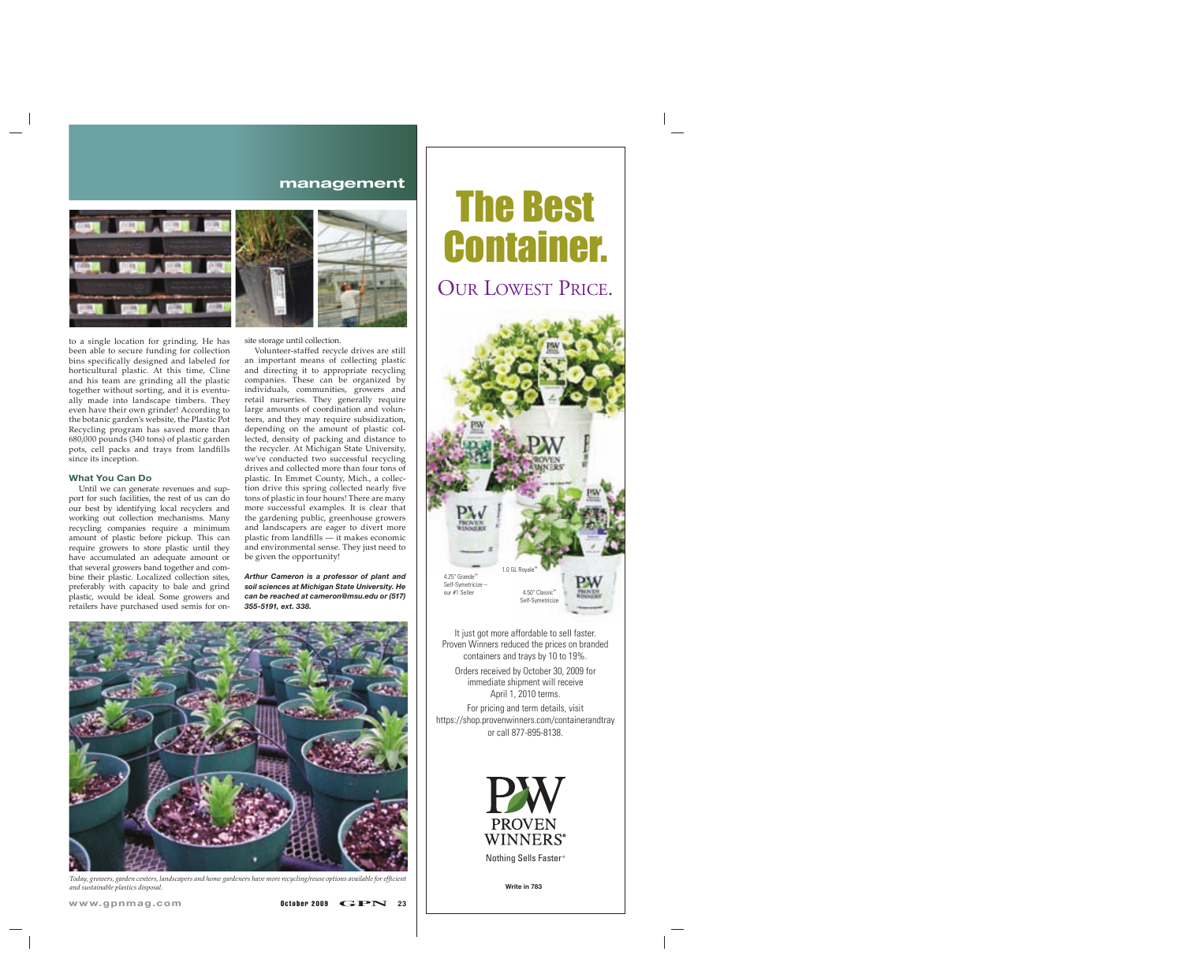to a single location for grinding. He has been able to secure funding for collection bins specifically designed and labeled for horticultural plastic. At this time, Cline and his team are grinding all the plastic together without sorting, and it is eventually made into landscape timbers. They even have their own grinder! According to the botanic garden's website, the Plastic Pot Recycling program has saved more than 680,000 pounds (340 tons) of plastic garden pots, cell packs and trays from landfills since its inception.

### What You Can Do

Until we can generate revenues and support for such facilities, the rest of us can do our best by identifying local recyclers and working out collection mechanisms. Many recycling companies require a minimum amount of plastic before pickup. This can require growers to store plastic until they have accumulated an adequate amount or that several growers band together and combine their plastic. Localized collection sites, preferably with capacity to bale and grind plastic, would be ideal. Some growers and retailers have purchased used semis for on-site storage until collection.

Volunteer-staffed recycle drives are still an important means of collecting plastic and directing it to appropriate recycling companies. These can be organized by individuals, communities, growers and retail nurseries. They generally require large amounts of coordination and volunteers, and they may require subsidization, depending on the amount of plastic collected, density of packing and distance to the recycler. At Michigan State University, we've conducted two successful recycling drives and collected more than four tons of plastic. In Emmet County, Mich., a collection drive this spring collected nearly five tons of plastic in four hours! There are many more successful examples. It is clear that the gardening public, greenhouse growers and landscapers are eager to divert more plastic from landfills — it makes economic and environmental sense. They just need to be given the opportunity!

***Arthur Cameron is a professor of plant and soil sciences at Michigan State University. He can be reached at cameron@msu.edu or (517) 355-5191, ext. 338.***

*Today, growers, garden centers, landscapers and home gardeners have more recycling/reuse options available for efficient and sustainable plastics disposal.*

# The Best Container.

## Our Lowest Price.

4.25" Grande™ Self-Symetricize — our #1 Seller

1.0 GL Royale™

4.50" Classic™ Self-Symetricize

It just got more affordable to sell faster. Proven Winners reduced the prices on branded containers and trays by 10 to 19%.

Orders received by October 30, 2009 for immediate shipment will receive April 1, 2010 terms.

For pricing and term details, visit https://shop.provenwinners.com/containerandtray or call 877-895-8138.

PROVEN WINNERS®

Nothing Sells Faster®

**Write in 783**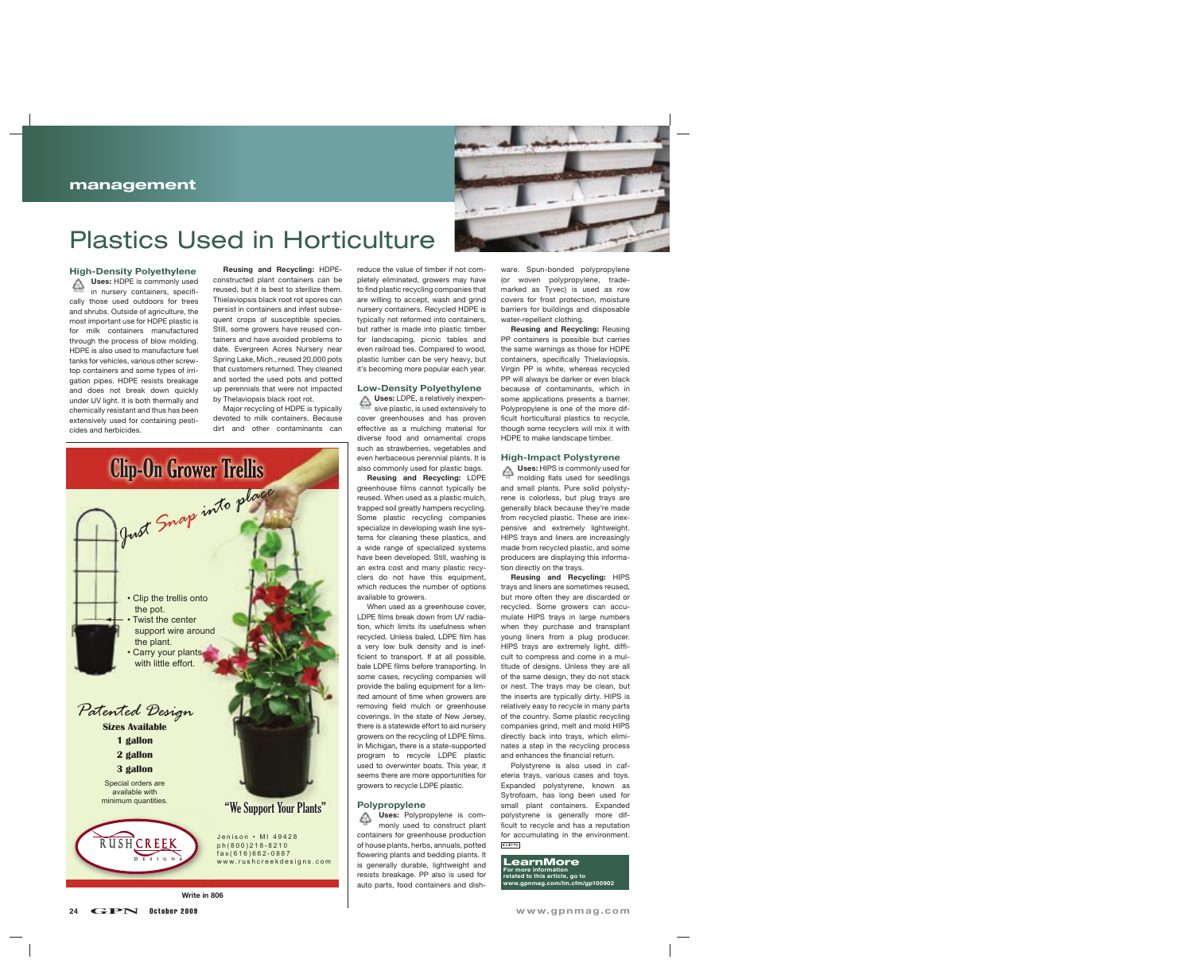# Plastics Used in Horticulture

## High-Density Polyethylene

**Uses:** HDPE is commonly used in nursery containers, specifically those used outdoors for trees and shrubs. Outside of agriculture, the most important use for HDPE plastic is for milk containers manufactured through the process of blow molding. HDPE is also used to manufacture fuel tanks for vehicles, various other screw-top containers and some types of irrigation pipes. HDPE resists breakage and does not break down quickly under UV light. It is both thermally and chemically resistant and thus has been extensively used for containing pesticides and herbicides.

**Reusing and Recycling:** HDPE-constructed plant containers can be reused, but it is best to sterilize them. Thielaviopsis black root rot spores can persist in containers and infest subsequent crops of susceptible species. Still, some growers have reused containers and have avoided problems to date. Evergreen Acres Nursery near Spring Lake, Mich., reused 20,000 pots that customers returned. They cleaned and sorted the used pots and potted up perennials that were not impacted by Thelaviopsis black root rot.

Major recycling of HDPE is typically devoted to milk containers. Because dirt and other contaminants can reduce the value of timber if not completely eliminated, growers may have to find plastic recycling companies that are willing to accept, wash and grind nursery containers. Recycled HDPE is typically not reformed into containers, but rather is made into plastic timber for landscaping, picnic tables and even railroad ties. Compared to wood, plastic lumber can be very heavy, but it's becoming more popular each year.

## Low-Density Polyethylene

**Uses:** LDPE, a relatively inexpensive plastic, is used extensively to cover greenhouses and has proven effective as a mulching material for diverse food and ornamental crops such as strawberries, vegetables and even herbaceous perennial plants. It is also commonly used for plastic bags.

**Reusing and Recycling:** LDPE greenhouse films cannot typically be reused. When used as a plastic mulch, trapped soil greatly hampers recycling. Some plastic recycling companies specialize in developing wash line systems for cleaning these plastics, and a wide range of specialized systems have been developed. Still, washing is an extra cost and many plastic recyclers do not have this equipment, which reduces the number of options available to growers.

When used as a greenhouse cover, LDPE films break down from UV radiation, which limits its usefulness when recycled. Unless baled, LDPE film has a very low bulk density and is inefficient to transport. If at all possible, bale LDPE films before transporting. In some cases, recycling companies will provide the baling equipment for a limited amount of time when growers are removing field mulch or greenhouse coverings. In the state of New Jersey, there is a statewide effort to aid nursery growers on the recycling of LDPE films. In Michigan, there is a state-supported program to recycle LDPE plastic used to overwinter boats. This year, it seems there are more opportunities for growers to recycle LDPE plastic.

## Polypropylene

**Uses:** Polypropylene is commonly used to construct plant containers for greenhouse production of house plants, herbs, annuals, potted flowering plants and bedding plants. It is generally durable, lightweight and resists breakage. PP also is used for auto parts, food containers and dishware. Spun-bonded polypropylene (or woven polypropylene, trademarked as Tyvec) is used as row covers for frost protection, moisture barriers for buildings and disposable water-repellent clothing.

**Reusing and Recycling:** Reusing PP containers is possible but carries the same warnings as those for HDPE containers, specifically Thielaviopsis. Virgin PP is white, whereas recycled PP will always be darker or even black because of contaminants, which in some applications presents a barrier. Polypropylene is one of the more difficult horticultural plastics to recycle, though some recyclers will mix it with HDPE to make landscape timber.

## High-Impact Polystyrene

**Uses:** HIPS is commonly used for molding flats used for seedlings and small plants. Pure solid polystyrene is colorless, but plug trays are generally black because they're made from recycled plastic. These are inexpensive and extremely lightweight. HIPS trays and liners are increasingly made from recycled plastic, and some producers are displaying this information directly on the trays.

**Reusing and Recycling:** HIPS trays and liners are sometimes reused, but more often they are discarded or recycled. Some growers can accumulate HIPS trays in large numbers when they purchase and transplant young liners from a plug producer. HIPS trays are extremely light, difficult to compress and come in a multitude of designs. Unless they are all of the same design, they do not stack or nest. The trays may be clean, but the inserts are typically dirty. HIPS is relatively easy to recycle in many parts of the country. Some plastic recycling companies grind, melt and mold HIPS directly back into trays, which eliminates a step in the recycling process and enhances the financial return.

Polystyrene is also used in cafeteria trays, various cases and toys. Expanded polystyrene, known as Sytrofoam, has long been used for small plant containers. Expanded polystyrene is generally more difficult to recycle and has a reputation for accumulating in the environment. GPN

**LearnMore**
For more information related to this article, go to www.gpnmag.com/lm.cfm/gp100902

---

# Clip-On Grower Trellis

*Just Snap into place*

- Clip the trellis onto the pot.
- Twist the center support wire around the plant.
- Carry your plants with little effort.

*Patented Design*

**Sizes Available**

**1 gallon**

**2 gallon**

**3 gallon**

Special orders are available with minimum quantities.

"We Support Your Plants"

RUSH CREEK DESIGNS

Jenison • MI 49428
ph(800)218-8210
fax(616)662-0887
www.rushcreekdesigns.com

Write in 806